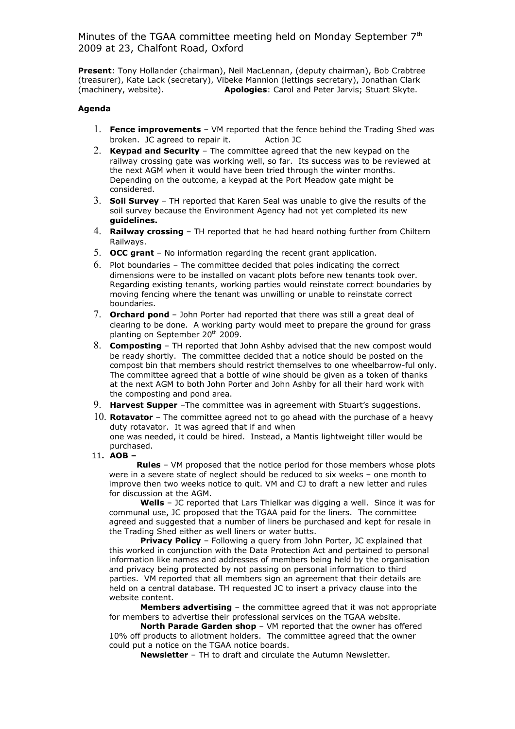Minutes of the TGAA committee meeting held on Monday September 7th 2009 at 23, Chalfont Road, Oxford

**Present**: Tony Hollander (chairman), Neil MacLennan, (deputy chairman), Bob Crabtree (treasurer), Kate Lack (secretary), Vibeke Mannion (lettings secretary), Jonathan Clark (machinery, website). **Apologies**: Carol and Peter Jarvis; Stuart Skyte.

**Agenda**

1. **Fence improvements** – VM reported that the fence behind the Trading Shed was broken. JC agreed to repair it. Action JC
2. **Keypad and Security** – The committee agreed that the new keypad on the railway crossing gate was working well, so far. Its success was to be reviewed at the next AGM when it would have been tried through the winter months. Depending on the outcome, a keypad at the Port Meadow gate might be considered.
3. **Soil Survey** – TH reported that Karen Seal was unable to give the results of the soil survey because the Environment Agency had not yet completed its new **guidelines.**
4. **Railway crossing** – TH reported that he had heard nothing further from Chiltern Railways.
5. **OCC grant** – No information regarding the recent grant application.
6. Plot boundaries – The committee decided that poles indicating the correct dimensions were to be installed on vacant plots before new tenants took over. Regarding existing tenants, working parties would reinstate correct boundaries by moving fencing where the tenant was unwilling or unable to reinstate correct boundaries.
7. **Orchard pond** – John Porter had reported that there was still a great deal of clearing to be done. A working party would meet to prepare the ground for grass planting on September 20th 2009.
8. **Composting** – TH reported that John Ashby advised that the new compost would be ready shortly. The committee decided that a notice should be posted on the compost bin that members should restrict themselves to one wheelbarrow-ful only. The committee agreed that a bottle of wine should be given as a token of thanks at the next AGM to both John Porter and John Ashby for all their hard work with the composting and pond area.
9. **Harvest Supper** –The committee was in agreement with Stuart's suggestions.
10. **Rotavator** – The committee agreed not to go ahead with the purchase of a heavy duty rotavator. It was agreed that if and when one was needed, it could be hired. Instead, a Mantis lightweight tiller would be purchased.
11. **AOB –**

**Rules** – VM proposed that the notice period for those members whose plots were in a severe state of neglect should be reduced to six weeks – one month to improve then two weeks notice to quit. VM and CJ to draft a new letter and rules for discussion at the AGM.

**Wells** – JC reported that Lars Thielkar was digging a well. Since it was for communal use, JC proposed that the TGAA paid for the liners. The committee agreed and suggested that a number of liners be purchased and kept for resale in the Trading Shed either as well liners or water butts.

**Privacy Policy** – Following a query from John Porter, JC explained that this worked in conjunction with the Data Protection Act and pertained to personal information like names and addresses of members being held by the organisation and privacy being protected by not passing on personal information to third parties. VM reported that all members sign an agreement that their details are held on a central database. TH requested JC to insert a privacy clause into the website content.

**Members advertising** – the committee agreed that it was not appropriate for members to advertise their professional services on the TGAA website.

**North Parade Garden shop** – VM reported that the owner has offered 10% off products to allotment holders. The committee agreed that the owner could put a notice on the TGAA notice boards.

**Newsletter** – TH to draft and circulate the Autumn Newsletter.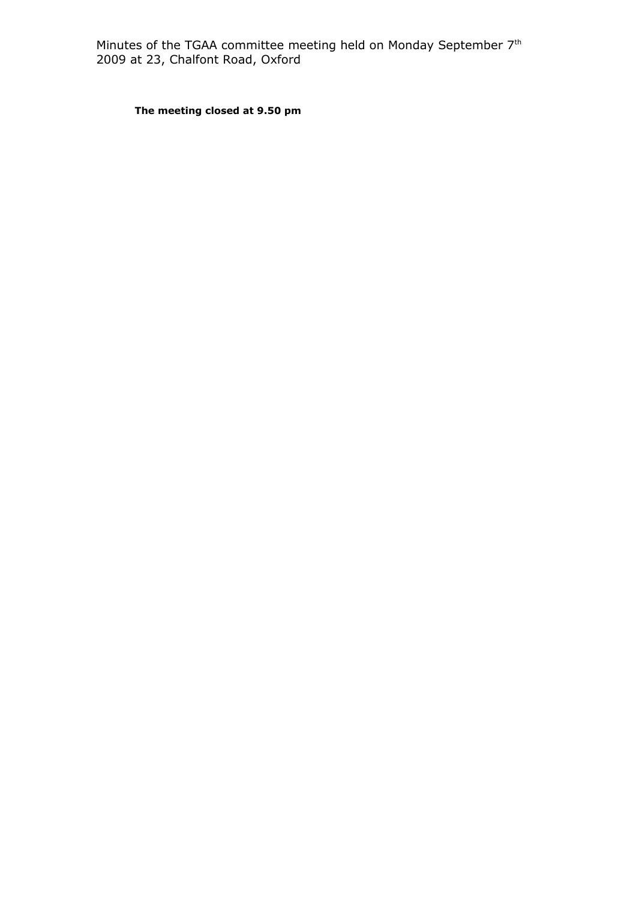**The meeting closed at 9.50 pm**